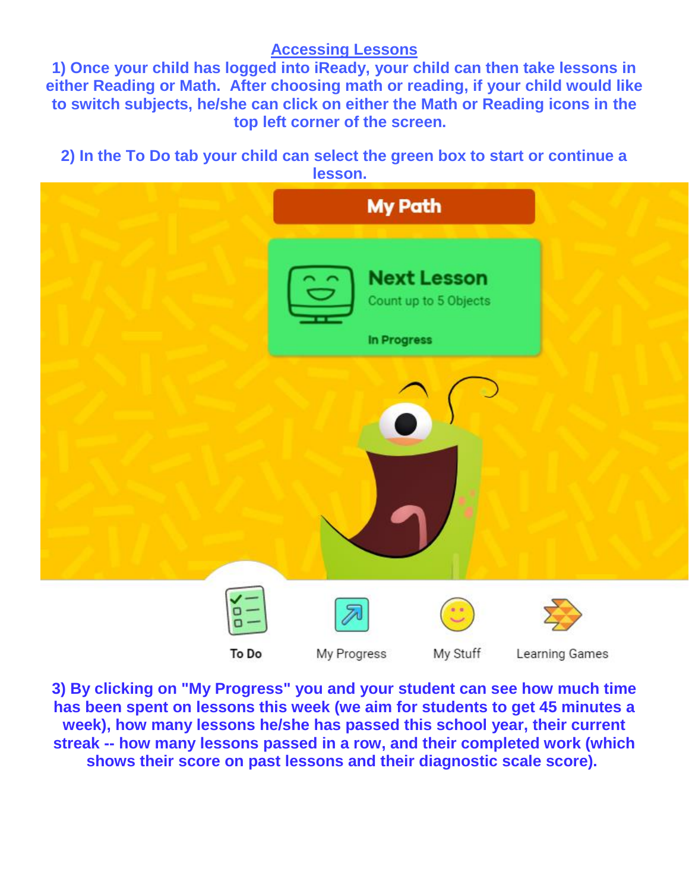## Accessing Lessons

**1) Once your child has logged into iReady, your child can then take lessons in either Reading or Math. After choosing math or reading, if your child would like to switch subjects, he/she can click on either the Math or Reading icons in the top left corner of the screen.**

**2) In the To Do tab your child can select the green box to start or continue a lesson.**

**3) By clicking on "My Progress" you and your student can see how much time has been spent on lessons this week (we aim for students to get 45 minutes a week), how many lessons he/she has passed this school year, their current streak -- how many lessons passed in a row, and their completed work (which shows their score on past lessons and their diagnostic scale score).**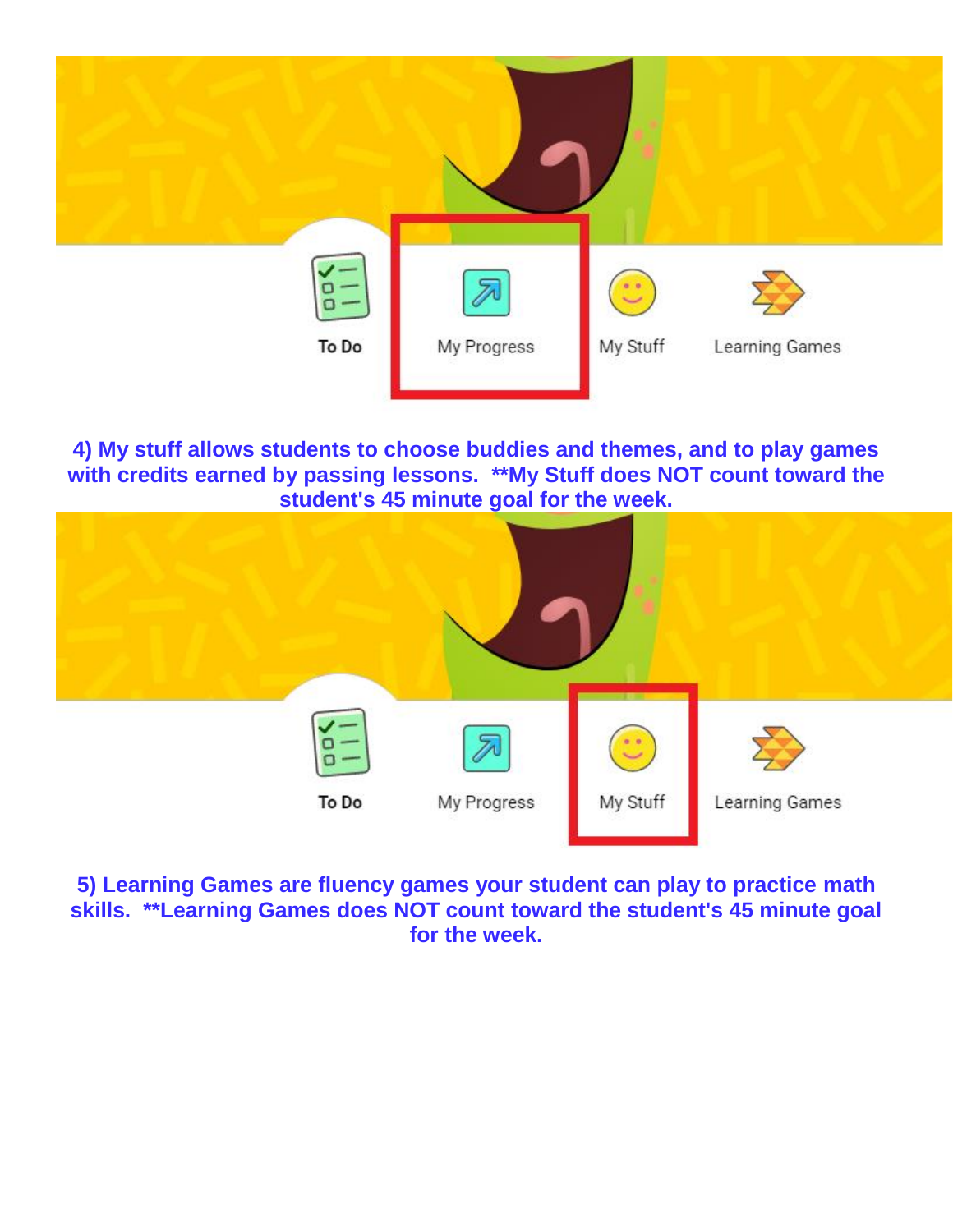To Do | My Progress | My Stuff | Learning Games

**4) My stuff allows students to choose buddies and themes, and to play games with credits earned by passing lessons. **My Stuff does NOT count toward the student's 45 minute goal for the week.**

To Do | My Progress | My Stuff | Learning Games

**5) Learning Games are fluency games your student can play to practice math skills. **Learning Games does NOT count toward the student's 45 minute goal for the week.**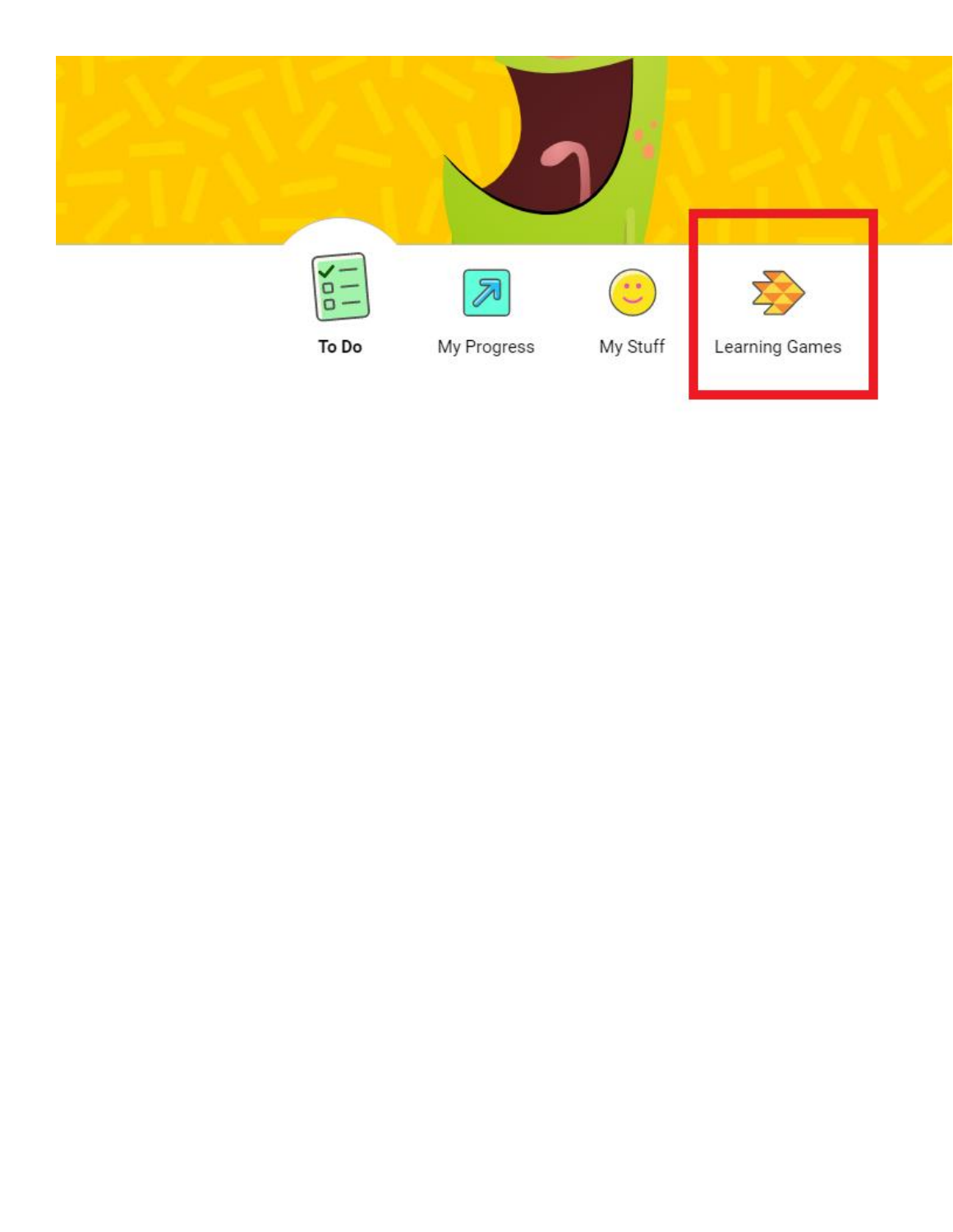To Do

My Progress

My Stuff

Learning Games